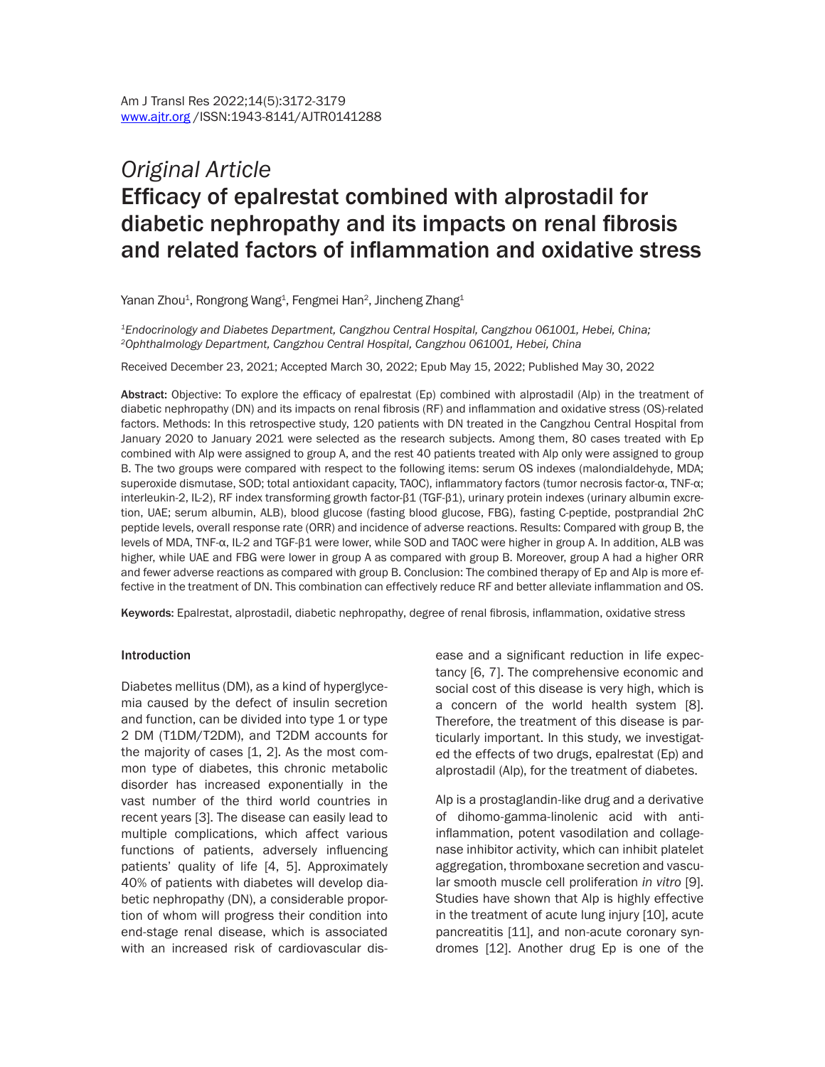*Original Article*

# Efficacy of epalrestat combined with alprostadil for diabetic nephropathy and its impacts on renal fibrosis and related factors of inflammation and oxidative stress

Yanan Zhou[1], Rongrong Wang[1], Fengmei Han[2], Jincheng Zhang[1]

[1]*Endocrinology and Diabetes Department, Cangzhou Central Hospital, Cangzhou 061001, Hebei, China;* [2]*Ophthalmology Department, Cangzhou Central Hospital, Cangzhou 061001, Hebei, China*

Received December 23, 2021; Accepted March 30, 2022; Epub May 15, 2022; Published May 30, 2022

**Abstract:** Objective: To explore the efficacy of epalrestat (Ep) combined with alprostadil (Alp) in the treatment of diabetic nephropathy (DN) and its impacts on renal fibrosis (RF) and inflammation and oxidative stress (OS)-related factors. Methods: In this retrospective study, 120 patients with DN treated in the Cangzhou Central Hospital from January 2020 to January 2021 were selected as the research subjects. Among them, 80 cases treated with Ep combined with Alp were assigned to group A, and the rest 40 patients treated with Alp only were assigned to group B. The two groups were compared with respect to the following items: serum OS indexes (malondialdehyde, MDA; superoxide dismutase, SOD; total antioxidant capacity, TAOC), inflammatory factors (tumor necrosis factor-α, TNF-α; interleukin-2, IL-2), RF index transforming growth factor-β1 (TGF-β1), urinary protein indexes (urinary albumin excretion, UAE; serum albumin, ALB), blood glucose (fasting blood glucose, FBG), fasting C-peptide, postprandial 2hC peptide levels, overall response rate (ORR) and incidence of adverse reactions. Results: Compared with group B, the levels of MDA, TNF-α, IL-2 and TGF-β1 were lower, while SOD and TAOC were higher in group A. In addition, ALB was higher, while UAE and FBG were lower in group A as compared with group B. Moreover, group A had a higher ORR and fewer adverse reactions as compared with group B. Conclusion: The combined therapy of Ep and Alp is more effective in the treatment of DN. This combination can effectively reduce RF and better alleviate inflammation and OS.

**Keywords:** Epalrestat, alprostadil, diabetic nephropathy, degree of renal fibrosis, inflammation, oxidative stress

## Introduction

Diabetes mellitus (DM), as a kind of hyperglycemia caused by the defect of insulin secretion and function, can be divided into type 1 or type 2 DM (T1DM/T2DM), and T2DM accounts for the majority of cases [1, 2]. As the most common type of diabetes, this chronic metabolic disorder has increased exponentially in the vast number of the third world countries in recent years [3]. The disease can easily lead to multiple complications, which affect various functions of patients, adversely influencing patients' quality of life [4, 5]. Approximately 40% of patients with diabetes will develop diabetic nephropathy (DN), a considerable proportion of whom will progress their condition into end-stage renal disease, which is associated with an increased risk of cardiovascular disease and a significant reduction in life expectancy [6, 7]. The comprehensive economic and social cost of this disease is very high, which is a concern of the world health system [8]. Therefore, the treatment of this disease is particularly important. In this study, we investigated the effects of two drugs, epalrestat (Ep) and alprostadil (Alp), for the treatment of diabetes.

Alp is a prostaglandin-like drug and a derivative of dihomo-gamma-linolenic acid with anti-inflammation, potent vasodilation and collagenase inhibitor activity, which can inhibit platelet aggregation, thromboxane secretion and vascular smooth muscle cell proliferation *in vitro* [9]. Studies have shown that Alp is highly effective in the treatment of acute lung injury [10], acute pancreatitis [11], and non-acute coronary syndromes [12]. Another drug Ep is one of the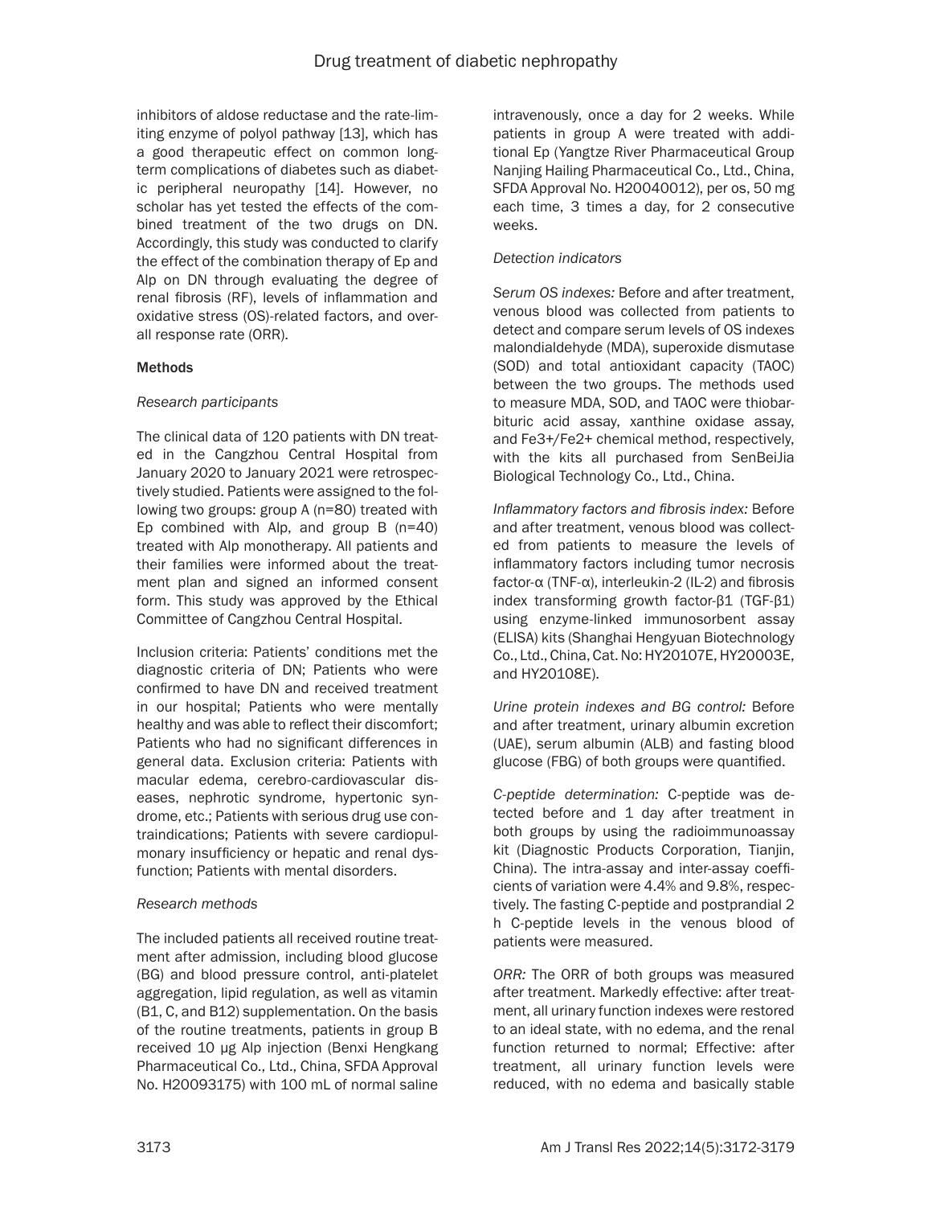inhibitors of aldose reductase and the rate-limiting enzyme of polyol pathway [13], which has a good therapeutic effect on common long-term complications of diabetes such as diabetic peripheral neuropathy [14]. However, no scholar has yet tested the effects of the combined treatment of the two drugs on DN. Accordingly, this study was conducted to clarify the effect of the combination therapy of Ep and Alp on DN through evaluating the degree of renal fibrosis (RF), levels of inflammation and oxidative stress (OS)-related factors, and overall response rate (ORR).

## Methods

### *Research participants*

The clinical data of 120 patients with DN treated in the Cangzhou Central Hospital from January 2020 to January 2021 were retrospectively studied. Patients were assigned to the following two groups: group A (n=80) treated with Ep combined with Alp, and group B (n=40) treated with Alp monotherapy. All patients and their families were informed about the treatment plan and signed an informed consent form. This study was approved by the Ethical Committee of Cangzhou Central Hospital.

Inclusion criteria: Patients' conditions met the diagnostic criteria of DN; Patients who were confirmed to have DN and received treatment in our hospital; Patients who were mentally healthy and was able to reflect their discomfort; Patients who had no significant differences in general data. Exclusion criteria: Patients with macular edema, cerebro-cardiovascular diseases, nephrotic syndrome, hypertonic syndrome, etc.; Patients with serious drug use contraindications; Patients with severe cardiopulmonary insufficiency or hepatic and renal dysfunction; Patients with mental disorders.

### *Research methods*

The included patients all received routine treatment after admission, including blood glucose (BG) and blood pressure control, anti-platelet aggregation, lipid regulation, as well as vitamin (B1, C, and B12) supplementation. On the basis of the routine treatments, patients in group B received 10 μg Alp injection (Benxi Hengkang Pharmaceutical Co., Ltd., China, SFDA Approval No. H20093175) with 100 mL of normal saline intravenously, once a day for 2 weeks. While patients in group A were treated with additional Ep (Yangtze River Pharmaceutical Group Nanjing Hailing Pharmaceutical Co., Ltd., China, SFDA Approval No. H20040012), per os, 50 mg each time, 3 times a day, for 2 consecutive weeks.

### *Detection indicators*

*Serum OS indexes:* Before and after treatment, venous blood was collected from patients to detect and compare serum levels of OS indexes malondialdehyde (MDA), superoxide dismutase (SOD) and total antioxidant capacity (TAOC) between the two groups. The methods used to measure MDA, SOD, and TAOC were thiobarbituric acid assay, xanthine oxidase assay, and $Fe^{3+}/Fe^{2+}$ chemical method, respectively, with the kits all purchased from SenBeiJia Biological Technology Co., Ltd., China.

*Inflammatory factors and fibrosis index:* Before and after treatment, venous blood was collected from patients to measure the levels of inflammatory factors including tumor necrosis factor-α (TNF-α), interleukin-2 (IL-2) and fibrosis index transforming growth factor-β1 (TGF-β1) using enzyme-linked immunosorbent assay (ELISA) kits (Shanghai Hengyuan Biotechnology Co., Ltd., China, Cat. No: HY20107E, HY20003E, and HY20108E).

*Urine protein indexes and BG control:* Before and after treatment, urinary albumin excretion (UAE), serum albumin (ALB) and fasting blood glucose (FBG) of both groups were quantified.

*C-peptide determination:* C-peptide was detected before and 1 day after treatment in both groups by using the radioimmunoassay kit (Diagnostic Products Corporation, Tianjin, China). The intra-assay and inter-assay coefficients of variation were 4.4% and 9.8%, respectively. The fasting C-peptide and postprandial 2 h C-peptide levels in the venous blood of patients were measured.

*ORR:* The ORR of both groups was measured after treatment. Markedly effective: after treatment, all urinary function indexes were restored to an ideal state, with no edema, and the renal function returned to normal; Effective: after treatment, all urinary function levels were reduced, with no edema and basically stable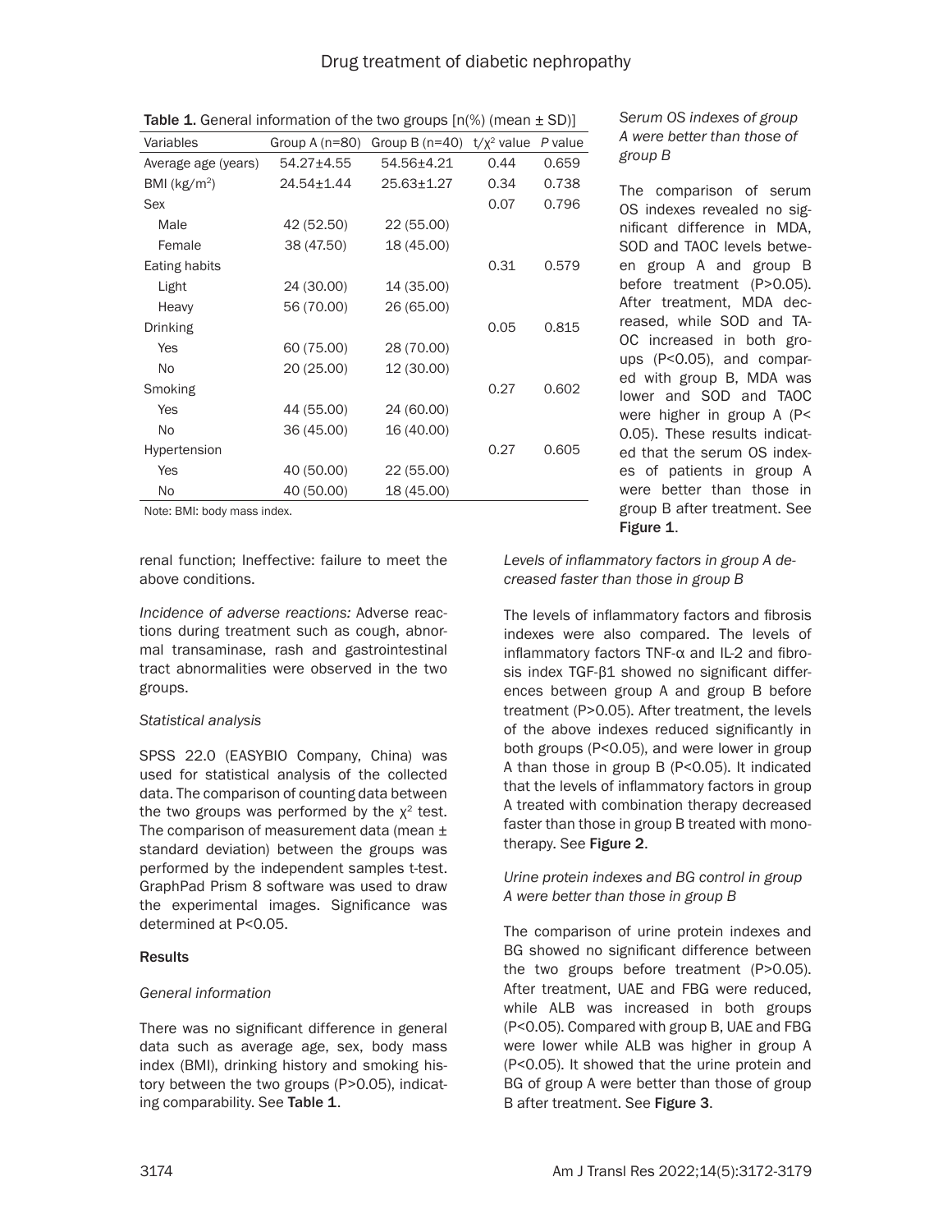Table 1. General information of the two groups [n(%) (mean ± SD)]

| Variables | Group A (n=80) | Group B (n=40) | $t/\chi^2$ value | P value |
|---|---|---|---|---|
| Average age (years) | 54.27±4.55 | 54.56±4.21 | 0.44 | 0.659 |
| BMI (kg/m$^2$) | 24.54±1.44 | 25.63±1.27 | 0.34 | 0.738 |
| Sex | | | 0.07 | 0.796 |
| Male | 42 (52.50) | 22 (55.00) | | |
| Female | 38 (47.50) | 18 (45.00) | | |
| Eating habits | | | 0.31 | 0.579 |
| Light | 24 (30.00) | 14 (35.00) | | |
| Heavy | 56 (70.00) | 26 (65.00) | | |
| Drinking | | | 0.05 | 0.815 |
| Yes | 60 (75.00) | 28 (70.00) | | |
| No | 20 (25.00) | 12 (30.00) | | |
| Smoking | | | 0.27 | 0.602 |
| Yes | 44 (55.00) | 24 (60.00) | | |
| No | 36 (45.00) | 16 (40.00) | | |
| Hypertension | | | 0.27 | 0.605 |
| Yes | 40 (50.00) | 22 (55.00) | | |
| No | 40 (50.00) | 18 (45.00) | | |

Note: BMI: body mass index.

renal function; Ineffective: failure to meet the above conditions.

*Incidence of adverse reactions:* Adverse reactions during treatment such as cough, abnormal transaminase, rash and gastrointestinal tract abnormalities were observed in the two groups.

*Statistical analysis*

SPSS 22.0 (EASYBIO Company, China) was used for statistical analysis of the collected data. The comparison of counting data between the two groups was performed by the $\chi^2$ test. The comparison of measurement data (mean ± standard deviation) between the groups was performed by the independent samples t-test. GraphPad Prism 8 software was used to draw the experimental images. Significance was determined at P<0.05.

## Results

*General information*

There was no significant difference in general data such as average age, sex, body mass index (BMI), drinking history and smoking history between the two groups (P>0.05), indicating comparability. See **Table 1**.

*Serum OS indexes of group A were better than those of group B*

The comparison of serum OS indexes revealed no significant difference in MDA, SOD and TAOC levels between group A and group B before treatment (P>0.05). After treatment, MDA decreased, while SOD and TAOC increased in both groups (P<0.05), and compared with group B, MDA was lower and SOD and TAOC were higher in group A (P<0.05). These results indicated that the serum OS indexes of patients in group A were better than those in group B after treatment. See **Figure 1**.

*Levels of inflammatory factors in group A decreased faster than those in group B*

The levels of inflammatory factors and fibrosis indexes were also compared. The levels of inflammatory factors TNF-α and IL-2 and fibrosis index TGF-β1 showed no significant differences between group A and group B before treatment (P>0.05). After treatment, the levels of the above indexes reduced significantly in both groups (P<0.05), and were lower in group A than those in group B (P<0.05). It indicated that the levels of inflammatory factors in group A treated with combination therapy decreased faster than those in group B treated with monotherapy. See **Figure 2**.

*Urine protein indexes and BG control in group A were better than those in group B*

The comparison of urine protein indexes and BG showed no significant difference between the two groups before treatment (P>0.05). After treatment, UAE and FBG were reduced, while ALB was increased in both groups (P<0.05). Compared with group B, UAE and FBG were lower while ALB was higher in group A (P<0.05). It showed that the urine protein and BG of group A were better than those of group B after treatment. See **Figure 3**.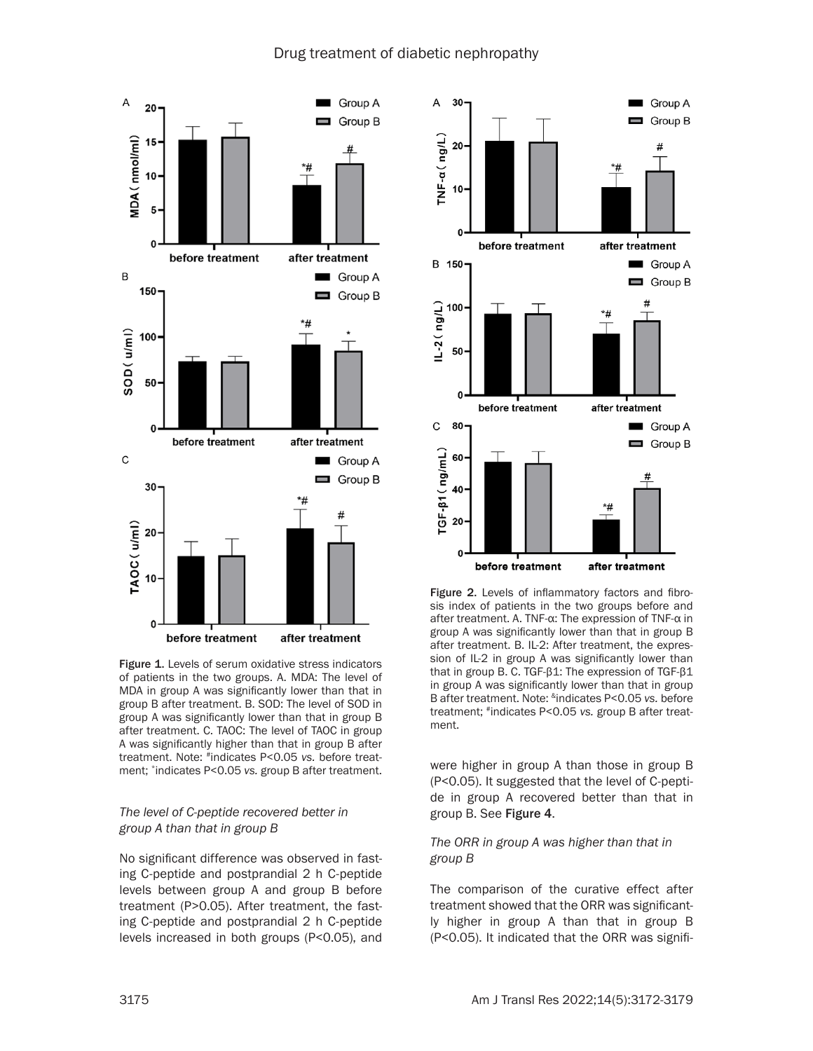Figure 1. Levels of serum oxidative stress indicators of patients in the two groups. A. MDA: The level of MDA in group A was significantly lower than that in group B after treatment. B. SOD: The level of SOD in group A was significantly lower than that in group B after treatment. C. TAOC: The level of TAOC in group A was significantly higher than that in group B after treatment. Note: #indicates P<0.05 *vs.* before treatment; *indicates P<0.05 *vs.* group B after treatment.

*The level of C-peptide recovered better in group A than that in group B*

No significant difference was observed in fasting C-peptide and postprandial 2 h C-peptide levels between group A and group B before treatment (P>0.05). After treatment, the fasting C-peptide and postprandial 2 h C-peptide levels increased in both groups (P<0.05), and were higher in group A than those in group B (P<0.05). It suggested that the level of C-peptide in group A recovered better than that in group B. See **Figure 4**.

Figure 2. Levels of inflammatory factors and fibrosis index of patients in the two groups before and after treatment. A. TNF-α: The expression of TNF-α in group A was significantly lower than that in group B after treatment. B. IL-2: After treatment, the expression of IL-2 in group A was significantly lower than that in group B. C. TGF-β1: The expression of TGF-β1 in group A was significantly lower than that in group B after treatment. Note: &indicates P<0.05 *vs.* before treatment; #indicates P<0.05 *vs.* group B after treatment.

*The ORR in group A was higher than that in group B*

The comparison of the curative effect after treatment showed that the ORR was significantly higher in group A than that in group B (P<0.05). It indicated that the ORR was signifi-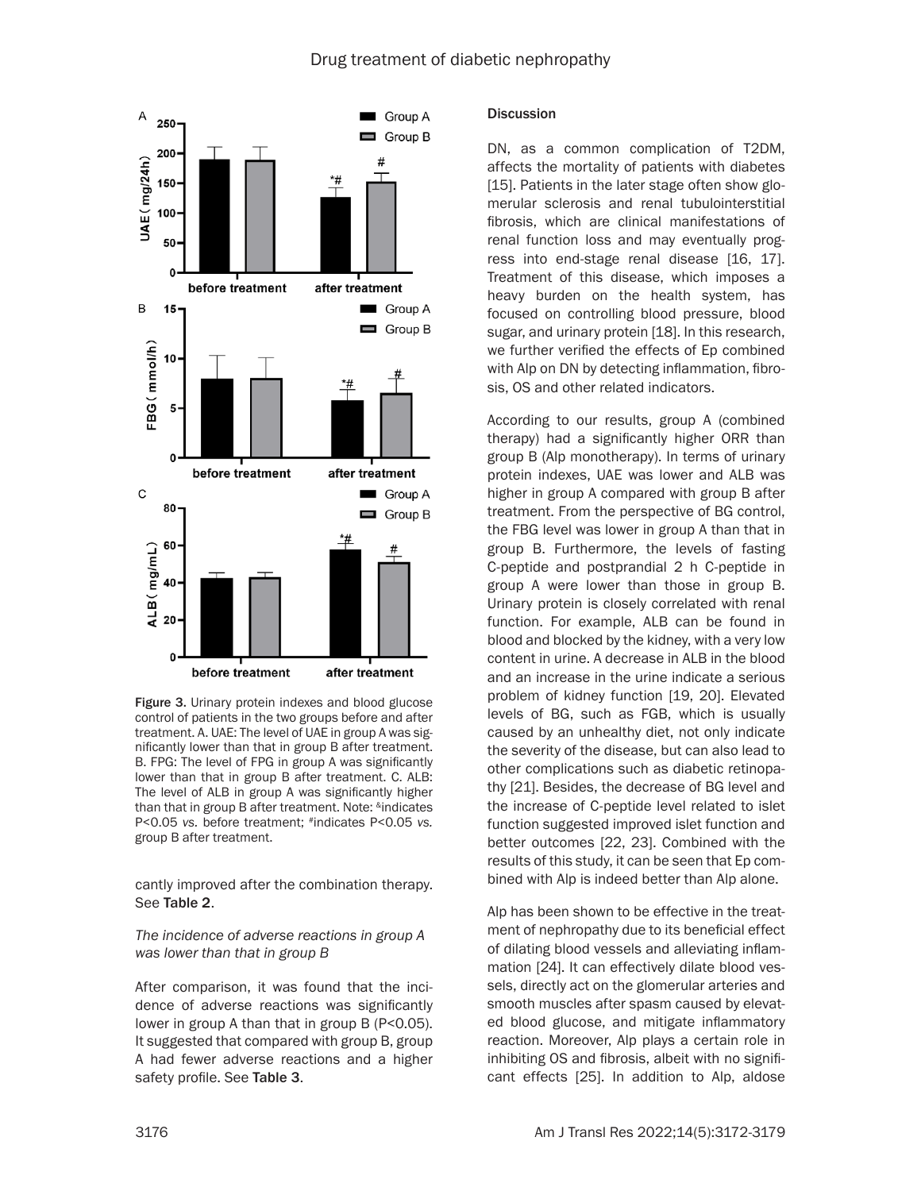Figure 3. Urinary protein indexes and blood glucose control of patients in the two groups before and after treatment. A. UAE: The level of UAE in group A was significantly lower than that in group B after treatment. B. FPG: The level of FPG in group A was significantly lower than that in group B after treatment. C. ALB: The level of ALB in group A was significantly higher than that in group B after treatment. Note: &indicates P<0.05 *vs.* before treatment; #indicates P<0.05 *vs.* group B after treatment.

cantly improved after the combination therapy. See Table 2.

### *The incidence of adverse reactions in group A was lower than that in group B*

After comparison, it was found that the incidence of adverse reactions was significantly lower in group A than that in group B (P<0.05). It suggested that compared with group B, group A had fewer adverse reactions and a higher safety profile. See Table 3.

## Discussion

DN, as a common complication of T2DM, affects the mortality of patients with diabetes [15]. Patients in the later stage often show glomerular sclerosis and renal tubulointerstitial fibrosis, which are clinical manifestations of renal function loss and may eventually progress into end-stage renal disease [16, 17]. Treatment of this disease, which imposes a heavy burden on the health system, has focused on controlling blood pressure, blood sugar, and urinary protein [18]. In this research, we further verified the effects of Ep combined with Alp on DN by detecting inflammation, fibrosis, OS and other related indicators.

According to our results, group A (combined therapy) had a significantly higher ORR than group B (Alp monotherapy). In terms of urinary protein indexes, UAE was lower and ALB was higher in group A compared with group B after treatment. From the perspective of BG control, the FBG level was lower in group A than that in group B. Furthermore, the levels of fasting C-peptide and postprandial 2 h C-peptide in group A were lower than those in group B. Urinary protein is closely correlated with renal function. For example, ALB can be found in blood and blocked by the kidney, with a very low content in urine. A decrease in ALB in the blood and an increase in the urine indicate a serious problem of kidney function [19, 20]. Elevated levels of BG, such as FGB, which is usually caused by an unhealthy diet, not only indicate the severity of the disease, but can also lead to other complications such as diabetic retinopathy [21]. Besides, the decrease of BG level and the increase of C-peptide level related to islet function suggested improved islet function and better outcomes [22, 23]. Combined with the results of this study, it can be seen that Ep combined with Alp is indeed better than Alp alone.

Alp has been shown to be effective in the treatment of nephropathy due to its beneficial effect of dilating blood vessels and alleviating inflammation [24]. It can effectively dilate blood vessels, directly act on the glomerular arteries and smooth muscles after spasm caused by elevated blood glucose, and mitigate inflammatory reaction. Moreover, Alp plays a certain role in inhibiting OS and fibrosis, albeit with no significant effects [25]. In addition to Alp, aldose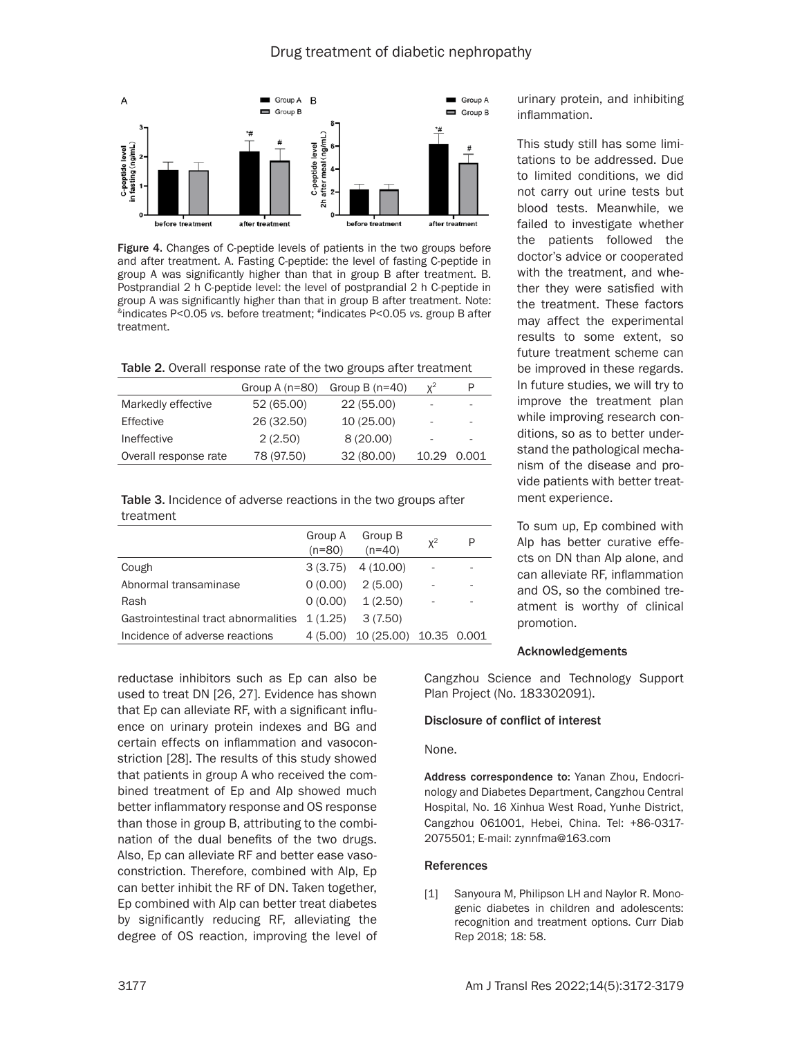Figure 4. Changes of C-peptide levels of patients in the two groups before and after treatment. A. Fasting C-peptide: the level of fasting C-peptide in group A was significantly higher than that in group B after treatment. B. Postprandial 2 h C-peptide level: the level of postprandial 2 h C-peptide in group A was significantly higher than that in group B after treatment. Note: &indicates P<0.05 *vs.* before treatment; #indicates P<0.05 *vs.* group B after treatment.

Table 2. Overall response rate of the two groups after treatment

| | Group A (n=80) | Group B (n=40) | $\chi^2$ | P |
|---|---|---|---|---|
| Markedly effective | 52 (65.00) | 22 (55.00) | - | - |
| Effective | 26 (32.50) | 10 (25.00) | - | - |
| Ineffective | 2 (2.50) | 8 (20.00) | - | - |
| Overall response rate | 78 (97.50) | 32 (80.00) | 10.29 | 0.001 |

Table 3. Incidence of adverse reactions in the two groups after treatment

| | Group A (n=80) | Group B (n=40) | $\chi^2$ | P |
|---|---|---|---|---|
| Cough | 3 (3.75) | 4 (10.00) | - | - |
| Abnormal transaminase | 0 (0.00) | 2 (5.00) | - | - |
| Rash | 0 (0.00) | 1 (2.50) | - | - |
| Gastrointestinal tract abnormalities | 1 (1.25) | 3 (7.50) | | |
| Incidence of adverse reactions | 4 (5.00) | 10 (25.00) | 10.35 | 0.001 |

reductase inhibitors such as Ep can also be used to treat DN [26, 27]. Evidence has shown that Ep can alleviate RF, with a significant influence on urinary protein indexes and BG and certain effects on inflammation and vasoconstriction [28]. The results of this study showed that patients in group A who received the combined treatment of Ep and Alp showed much better inflammatory response and OS response than those in group B, attributing to the combination of the dual benefits of the two drugs. Also, Ep can alleviate RF and better ease vasoconstriction. Therefore, combined with Alp, Ep can better inhibit the RF of DN. Taken together, Ep combined with Alp can better treat diabetes by significantly reducing RF, alleviating the degree of OS reaction, improving the level of urinary protein, and inhibiting inflammation.

This study still has some limitations to be addressed. Due to limited conditions, we did not carry out urine tests but blood tests. Meanwhile, we failed to investigate whether the patients followed the doctor's advice or cooperated with the treatment, and whether they were satisfied with the treatment. These factors may affect the experimental results to some extent, so future treatment scheme can be improved in these regards. In future studies, we will try to improve the treatment plan while improving research conditions, so as to better understand the pathological mechanism of the disease and provide patients with better treatment experience.

To sum up, Ep combined with Alp has better curative effects on DN than Alp alone, and can alleviate RF, inflammation and OS, so the combined treatment is worthy of clinical promotion.

## Acknowledgements

Cangzhou Science and Technology Support Plan Project (No. 183302091).

## Disclosure of conflict of interest

None.

**Address correspondence to:** Yanan Zhou, Endocrinology and Diabetes Department, Cangzhou Central Hospital, No. 16 Xinhua West Road, Yunhe District, Cangzhou 061001, Hebei, China. Tel: +86-0317-2075501; E-mail: zynnfma@163.com

## References

[1] Sanyoura M, Philipson LH and Naylor R. Monogenic diabetes in children and adolescents: recognition and treatment options. Curr Diab Rep 2018; 18: 58.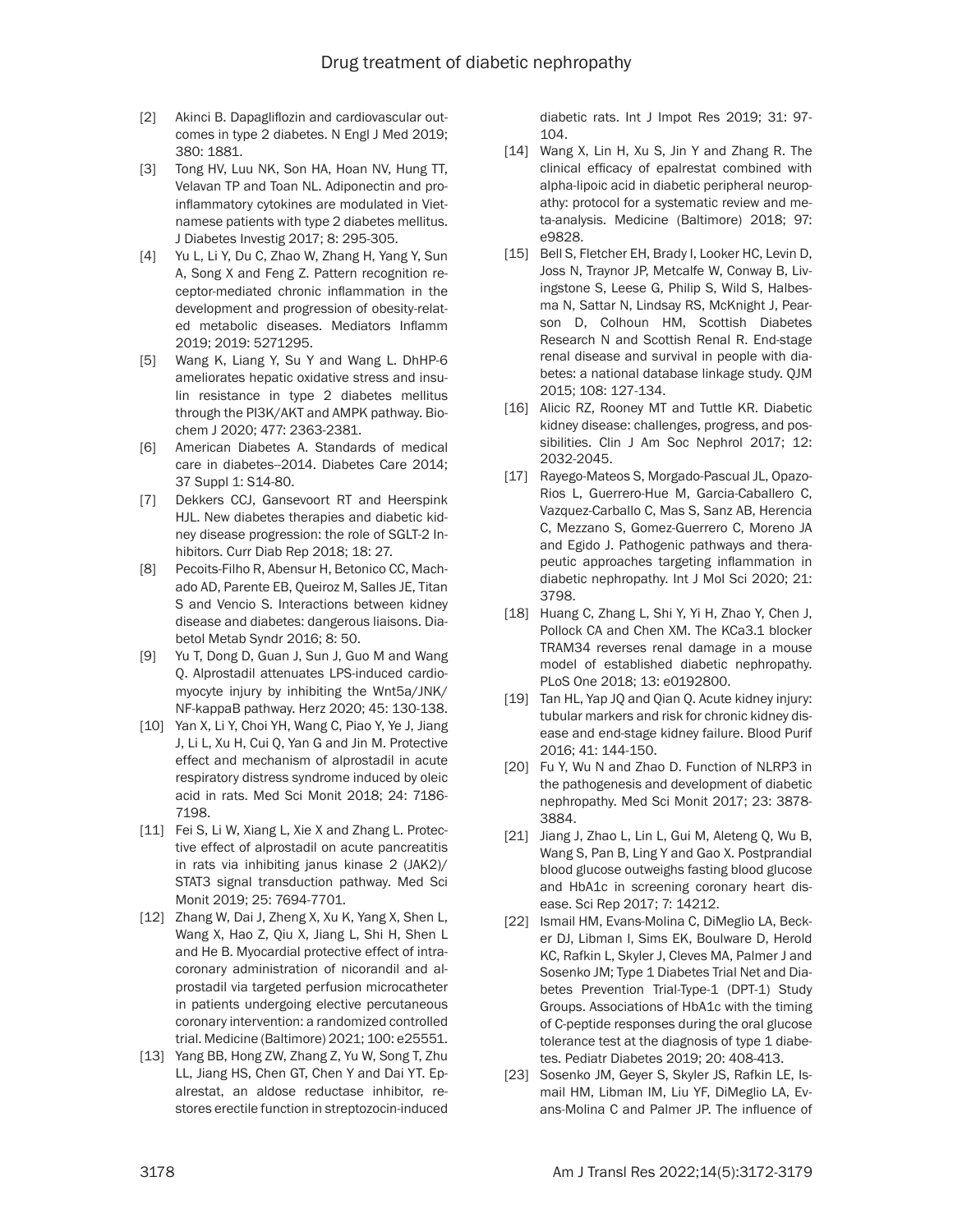[2] Akinci B. Dapagliflozin and cardiovascular outcomes in type 2 diabetes. N Engl J Med 2019; 380: 1881.

[3] Tong HV, Luu NK, Son HA, Hoan NV, Hung TT, Velavan TP and Toan NL. Adiponectin and proinflammatory cytokines are modulated in Vietnamese patients with type 2 diabetes mellitus. J Diabetes Investig 2017; 8: 295-305.

[4] Yu L, Li Y, Du C, Zhao W, Zhang H, Yang Y, Sun A, Song X and Feng Z. Pattern recognition receptor-mediated chronic inflammation in the development and progression of obesity-related metabolic diseases. Mediators Inflamm 2019; 2019: 5271295.

[5] Wang K, Liang Y, Su Y and Wang L. DhHP-6 ameliorates hepatic oxidative stress and insulin resistance in type 2 diabetes mellitus through the PI3K/AKT and AMPK pathway. Biochem J 2020; 477: 2363-2381.

[6] American Diabetes A. Standards of medical care in diabetes--2014. Diabetes Care 2014; 37 Suppl 1: S14-80.

[7] Dekkers CCJ, Gansevoort RT and Heerspink HJL. New diabetes therapies and diabetic kidney disease progression: the role of SGLT-2 Inhibitors. Curr Diab Rep 2018; 18: 27.

[8] Pecoits-Filho R, Abensur H, Betonico CC, Machado AD, Parente EB, Queiroz M, Salles JE, Titan S and Vencio S. Interactions between kidney disease and diabetes: dangerous liaisons. Diabetol Metab Syndr 2016; 8: 50.

[9] Yu T, Dong D, Guan J, Sun J, Guo M and Wang Q. Alprostadil attenuates LPS-induced cardiomyocyte injury by inhibiting the Wnt5a/JNK/NF-kappaB pathway. Herz 2020; 45: 130-138.

[10] Yan X, Li Y, Choi YH, Wang C, Piao Y, Ye J, Jiang J, Li L, Xu H, Cui Q, Yan G and Jin M. Protective effect and mechanism of alprostadil in acute respiratory distress syndrome induced by oleic acid in rats. Med Sci Monit 2018; 24: 7186-7198.

[11] Fei S, Li W, Xiang L, Xie X and Zhang L. Protective effect of alprostadil on acute pancreatitis in rats via inhibiting janus kinase 2 (JAK2)/STAT3 signal transduction pathway. Med Sci Monit 2019; 25: 7694-7701.

[12] Zhang W, Dai J, Zheng X, Xu K, Yang X, Shen L, Wang X, Hao Z, Qiu X, Jiang L, Shi H, Shen L and He B. Myocardial protective effect of intracoronary administration of nicorandil and alprostadil via targeted perfusion microcatheter in patients undergoing elective percutaneous coronary intervention: a randomized controlled trial. Medicine (Baltimore) 2021; 100: e25551.

[13] Yang BB, Hong ZW, Zhang Z, Yu W, Song T, Zhu LL, Jiang HS, Chen GT, Chen Y and Dai YT. Epalrestat, an aldose reductase inhibitor, restores erectile function in streptozocin-induced diabetic rats. Int J Impot Res 2019; 31: 97-104.

[14] Wang X, Lin H, Xu S, Jin Y and Zhang R. The clinical efficacy of epalrestat combined with alpha-lipoic acid in diabetic peripheral neuropathy: protocol for a systematic review and meta-analysis. Medicine (Baltimore) 2018; 97: e9828.

[15] Bell S, Fletcher EH, Brady I, Looker HC, Levin D, Joss N, Traynor JP, Metcalfe W, Conway B, Livingstone S, Leese G, Philip S, Wild S, Halbesma N, Sattar N, Lindsay RS, McKnight J, Pearson D, Colhoun HM, Scottish Diabetes Research N and Scottish Renal R. End-stage renal disease and survival in people with diabetes: a national database linkage study. QJM 2015; 108: 127-134.

[16] Alicic RZ, Rooney MT and Tuttle KR. Diabetic kidney disease: challenges, progress, and possibilities. Clin J Am Soc Nephrol 2017; 12: 2032-2045.

[17] Rayego-Mateos S, Morgado-Pascual JL, Opazo-Rios L, Guerrero-Hue M, Garcia-Caballero C, Vazquez-Carballo C, Mas S, Sanz AB, Herencia C, Mezzano S, Gomez-Guerrero C, Moreno JA and Egido J. Pathogenic pathways and therapeutic approaches targeting inflammation in diabetic nephropathy. Int J Mol Sci 2020; 21: 3798.

[18] Huang C, Zhang L, Shi Y, Yi H, Zhao Y, Chen J, Pollock CA and Chen XM. The KCa3.1 blocker TRAM34 reverses renal damage in a mouse model of established diabetic nephropathy. PLoS One 2018; 13: e0192800.

[19] Tan HL, Yap JQ and Qian Q. Acute kidney injury: tubular markers and risk for chronic kidney disease and end-stage kidney failure. Blood Purif 2016; 41: 144-150.

[20] Fu Y, Wu N and Zhao D. Function of NLRP3 in the pathogenesis and development of diabetic nephropathy. Med Sci Monit 2017; 23: 3878-3884.

[21] Jiang J, Zhao L, Lin L, Gui M, Aleteng Q, Wu B, Wang S, Pan B, Ling Y and Gao X. Postprandial blood glucose outweighs fasting blood glucose and HbA1c in screening coronary heart disease. Sci Rep 2017; 7: 14212.

[22] Ismail HM, Evans-Molina C, DiMeglio LA, Becker DJ, Libman I, Sims EK, Boulware D, Herold KC, Rafkin L, Skyler J, Cleves MA, Palmer J and Sosenko JM; Type 1 Diabetes Trial Net and Diabetes Prevention Trial-Type-1 (DPT-1) Study Groups. Associations of HbA1c with the timing of C-peptide responses during the oral glucose tolerance test at the diagnosis of type 1 diabetes. Pediatr Diabetes 2019; 20: 408-413.

[23] Sosenko JM, Geyer S, Skyler JS, Rafkin LE, Ismail HM, Libman IM, Liu YF, DiMeglio LA, Evans-Molina C and Palmer JP. The influence of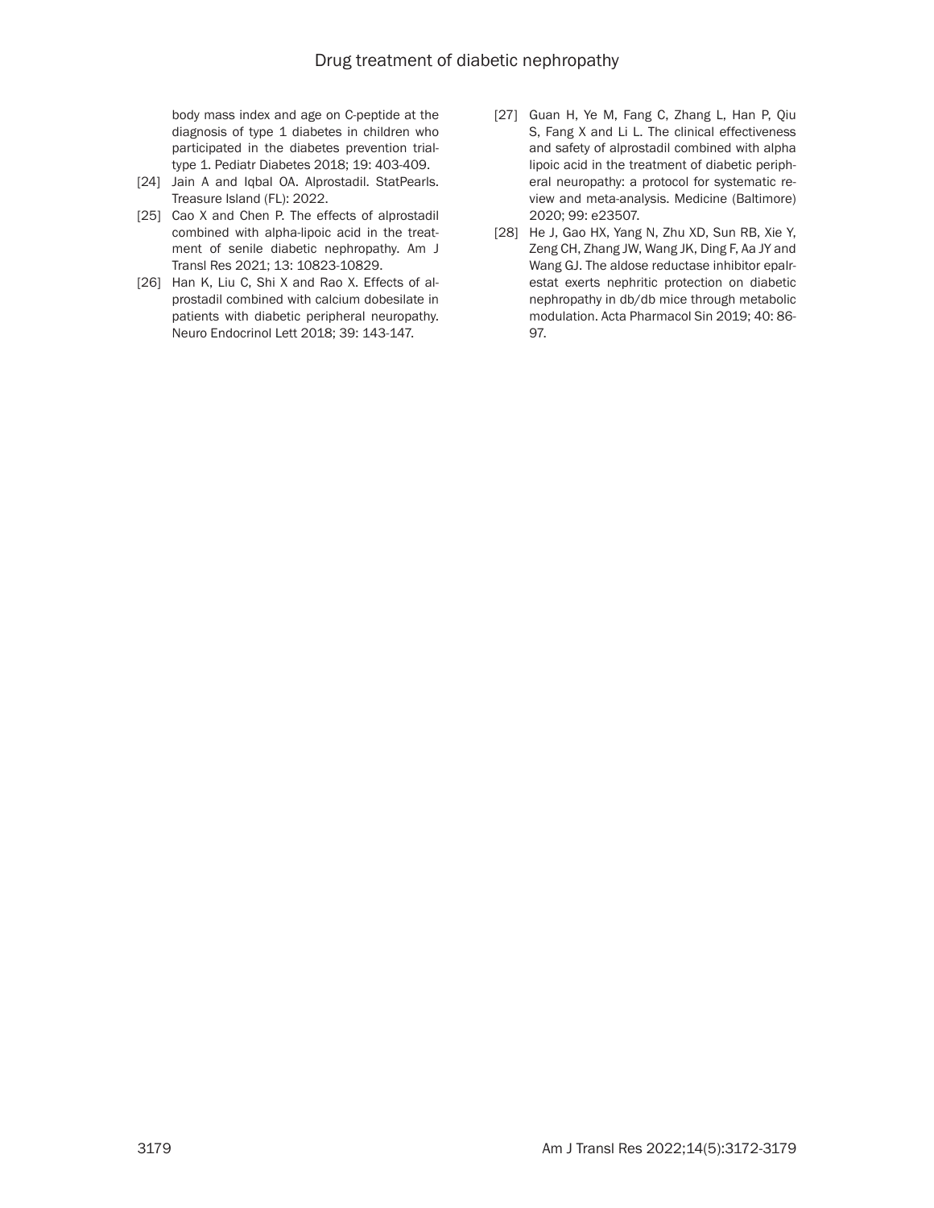body mass index and age on C-peptide at the diagnosis of type 1 diabetes in children who participated in the diabetes prevention trial-type 1. Pediatr Diabetes 2018; 19: 403-409.

[24] Jain A and Iqbal OA. Alprostadil. StatPearls. Treasure Island (FL): 2022.

[25] Cao X and Chen P. The effects of alprostadil combined with alpha-lipoic acid in the treatment of senile diabetic nephropathy. Am J Transl Res 2021; 13: 10823-10829.

[26] Han K, Liu C, Shi X and Rao X. Effects of alprostadil combined with calcium dobesilate in patients with diabetic peripheral neuropathy. Neuro Endocrinol Lett 2018; 39: 143-147.

[27] Guan H, Ye M, Fang C, Zhang L, Han P, Qiu S, Fang X and Li L. The clinical effectiveness and safety of alprostadil combined with alpha lipoic acid in the treatment of diabetic peripheral neuropathy: a protocol for systematic review and meta-analysis. Medicine (Baltimore) 2020; 99: e23507.

[28] He J, Gao HX, Yang N, Zhu XD, Sun RB, Xie Y, Zeng CH, Zhang JW, Wang JK, Ding F, Aa JY and Wang GJ. The aldose reductase inhibitor epalrestat exerts nephritic protection on diabetic nephropathy in db/db mice through metabolic modulation. Acta Pharmacol Sin 2019; 40: 86-97.